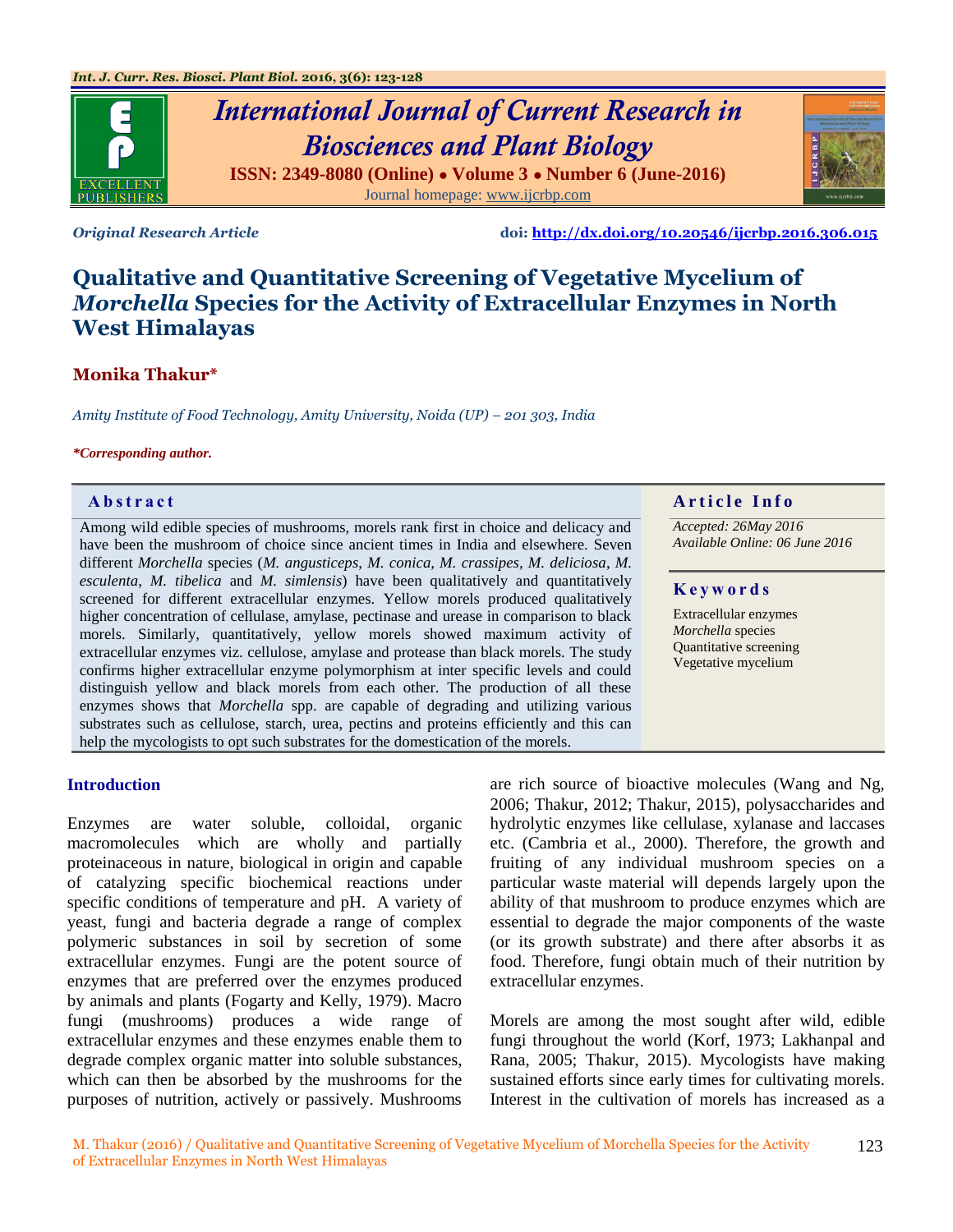# International Journal of Current Research in Biosciences and Plant Biology

ISSN: 2349-8080 (Online) • Volume 3 • Number 6 (June-2016)

Journal homepage: www.ijcrbp.com

*Original Research Article* **doi: http://dx.doi.org/10.20546/ijcrbp.2016.306.015**

# Qualitative and Quantitative Screening of Vegetative Mycelium of *Morchella* Species for the Activity of Extracellular Enzymes in North West Himalayas

**Monika Thakur***

*Amity Institute of Food Technology, Amity University, Noida (UP) – 201 303, India*

***Corresponding author.***

## Abstract

Among wild edible species of mushrooms, morels rank first in choice and delicacy and have been the mushroom of choice since ancient times in India and elsewhere. Seven different *Morchella* species (*M. angusticeps*, *M. conica, M. crassipes, M. deliciosa*, *M. esculenta, M. tibelica* and *M. simlensis*) have been qualitatively and quantitatively screened for different extracellular enzymes. Yellow morels produced qualitatively higher concentration of cellulase, amylase, pectinase and urease in comparison to black morels. Similarly, quantitatively, yellow morels showed maximum activity of extracellular enzymes viz. cellulose, amylase and protease than black morels. The study confirms higher extracellular enzyme polymorphism at inter specific levels and could distinguish yellow and black morels from each other. The production of all these enzymes shows that *Morchella* spp. are capable of degrading and utilizing various substrates such as cellulose, starch, urea, pectins and proteins efficiently and this can help the mycologists to opt such substrates for the domestication of the morels.

## Article Info

*Accepted: 26May 2016*
*Available Online: 06 June 2016*

## Keywords

Extracellular enzymes
*Morchella* species
Quantitative screening
Vegetative mycelium

## Introduction

Enzymes are water soluble, colloidal, organic macromolecules which are wholly and partially proteinaceous in nature, biological in origin and capable of catalyzing specific biochemical reactions under specific conditions of temperature and pH. A variety of yeast, fungi and bacteria degrade a range of complex polymeric substances in soil by secretion of some extracellular enzymes. Fungi are the potent source of enzymes that are preferred over the enzymes produced by animals and plants (Fogarty and Kelly, 1979). Macro fungi (mushrooms) produces a wide range of extracellular enzymes and these enzymes enable them to degrade complex organic matter into soluble substances, which can then be absorbed by the mushrooms for the purposes of nutrition, actively or passively. Mushrooms are rich source of bioactive molecules (Wang and Ng, 2006; Thakur, 2012; Thakur, 2015), polysaccharides and hydrolytic enzymes like cellulase, xylanase and laccases etc. (Cambria et al., 2000). Therefore, the growth and fruiting of any individual mushroom species on a particular waste material will depends largely upon the ability of that mushroom to produce enzymes which are essential to degrade the major components of the waste (or its growth substrate) and there after absorbs it as food. Therefore, fungi obtain much of their nutrition by extracellular enzymes.

Morels are among the most sought after wild, edible fungi throughout the world (Korf, 1973; Lakhanpal and Rana, 2005; Thakur, 2015). Mycologists have making sustained efforts since early times for cultivating morels. Interest in the cultivation of morels has increased as a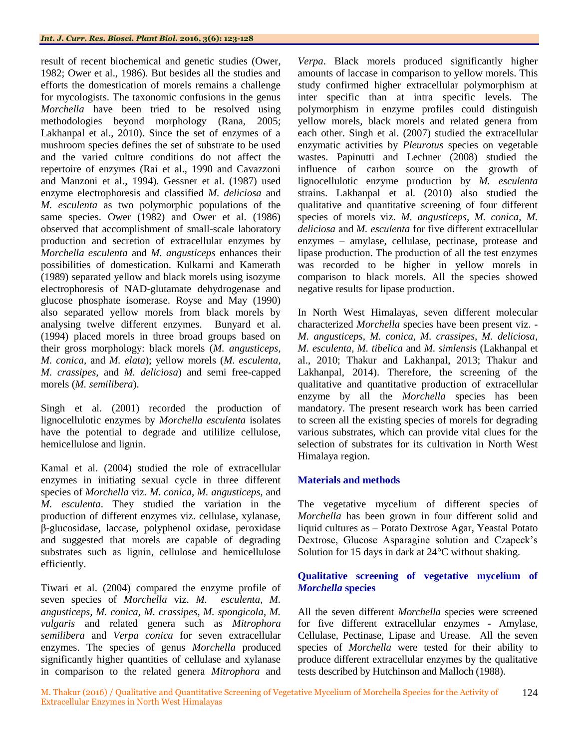result of recent biochemical and genetic studies (Ower, 1982; Ower et al., 1986). But besides all the studies and efforts the domestication of morels remains a challenge for mycologists. The taxonomic confusions in the genus *Morchella* have been tried to be resolved using methodologies beyond morphology (Rana, 2005; Lakhanpal et al., 2010). Since the set of enzymes of a mushroom species defines the set of substrate to be used and the varied culture conditions do not affect the repertoire of enzymes (Rai et al., 1990 and Cavazzoni and Manzoni et al., 1994). Gessner et al. (1987) used enzyme electrophoresis and classified *M. deliciosa* and *M. esculenta* as two polymorphic populations of the same species. Ower (1982) and Ower et al. (1986) observed that accomplishment of small-scale laboratory production and secretion of extracellular enzymes by *Morchella esculenta* and *M. angusticeps* enhances their possibilities of domestication. Kulkarni and Kamerath (1989) separated yellow and black morels using isozyme electrophoresis of NAD-glutamate dehydrogenase and glucose phosphate isomerase. Royse and May (1990) also separated yellow morels from black morels by analysing twelve different enzymes. Bunyard et al. (1994) placed morels in three broad groups based on their gross morphology: black morels (*M. angusticeps, M. conica*, and *M. elata*); yellow morels (*M. esculenta, M. crassipes*, and *M. deliciosa*) and semi free-capped morels (*M. semilibera*).

Singh et al. (2001) recorded the production of lignocellulotic enzymes by *Morchella esculenta* isolates have the potential to degrade and utililize cellulose, hemicellulose and lignin.

Kamal et al. (2004) studied the role of extracellular enzymes in initiating sexual cycle in three different species of *Morchella* viz. *M. conica, M. angusticeps,* and *M. esculenta*. They studied the variation in the production of different enzymes viz. cellulase, xylanase, β-glucosidase, laccase, polyphenol oxidase, peroxidase and suggested that morels are capable of degrading substrates such as lignin, cellulose and hemicellulose efficiently.

Tiwari et al. (2004) compared the enzyme profile of seven species of *Morchella* viz. *M. esculenta, M. angusticeps, M. conica, M. crassipes, M. spongicola, M. vulgaris* and related genera such as *Mitrophora semilibera* and *Verpa conica* for seven extracellular enzymes. The species of genus *Morchella* produced significantly higher quantities of cellulase and xylanase in comparison to the related genera *Mitrophora* and *Verpa*. Black morels produced significantly higher amounts of laccase in comparison to yellow morels. This study confirmed higher extracellular polymorphism at inter specific than at intra specific levels. The polymorphism in enzyme profiles could distinguish yellow morels, black morels and related genera from each other. Singh et al. (2007) studied the extracellular enzymatic activities by *Pleurotus* species on vegetable wastes. Papinutti and Lechner (2008) studied the influence of carbon source on the growth of lignocellulotic enzyme production by *M. esculenta* strains. Lakhanpal et al. (2010) also studied the qualitative and quantitative screening of four different species of morels viz. *M. angusticeps, M. conica, M. deliciosa* and *M. esculenta* for five different extracellular enzymes – amylase, cellulase, pectinase, protease and lipase production. The production of all the test enzymes was recorded to be higher in yellow morels in comparison to black morels. All the species showed negative results for lipase production.

In North West Himalayas, seven different molecular characterized *Morchella* species have been present viz. - *M. angusticeps, M. conica, M. crassipes, M. deliciosa, M. esculenta, M. tibelica* and *M. simlensis* (Lakhanpal et al., 2010; Thakur and Lakhanpal, 2013; Thakur and Lakhanpal, 2014). Therefore, the screening of the qualitative and quantitative production of extracellular enzyme by all the *Morchella* species has been mandatory. The present research work has been carried to screen all the existing species of morels for degrading various substrates, which can provide vital clues for the selection of substrates for its cultivation in North West Himalaya region.

## Materials and methods

The vegetative mycelium of different species of *Morchella* has been grown in four different solid and liquid cultures as – Potato Dextrose Agar, Yeastal Potato Dextrose, Glucose Asparagine solution and Czapeck's Solution for 15 days in dark at 24°C without shaking.

### Qualitative screening of vegetative mycelium of *Morchella* species

All the seven different *Morchella* species were screened for five different extracellular enzymes - Amylase, Cellulase, Pectinase, Lipase and Urease. All the seven species of *Morchella* were tested for their ability to produce different extracellular enzymes by the qualitative tests described by Hutchinson and Malloch (1988).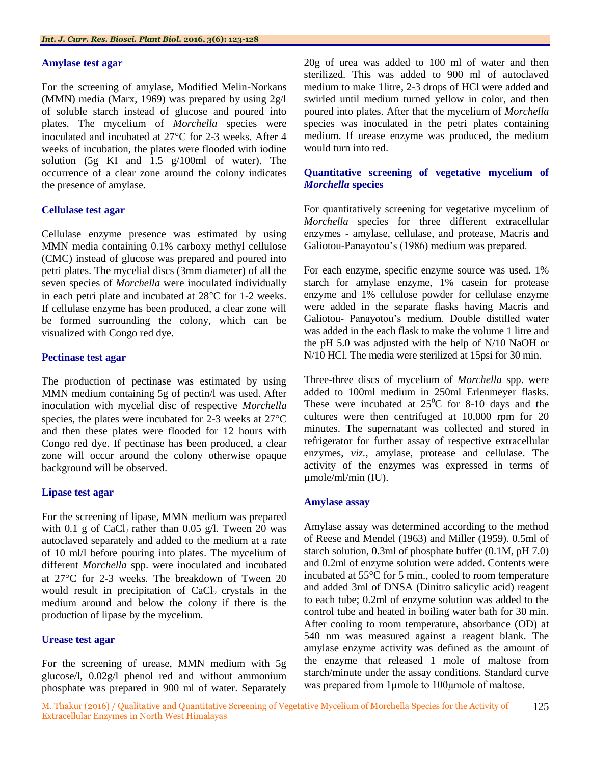### Amylase test agar

For the screening of amylase, Modified Melin-Norkans (MMN) media (Marx, 1969) was prepared by using 2g/l of soluble starch instead of glucose and poured into plates. The mycelium of *Morchella* species were inoculated and incubated at 27°C for 2-3 weeks. After 4 weeks of incubation, the plates were flooded with iodine solution (5g KI and 1.5 g/100ml of water). The occurrence of a clear zone around the colony indicates the presence of amylase.

### Cellulase test agar

Cellulase enzyme presence was estimated by using MMN media containing 0.1% carboxy methyl cellulose (CMC) instead of glucose was prepared and poured into petri plates. The mycelial discs (3mm diameter) of all the seven species of *Morchella* were inoculated individually in each petri plate and incubated at 28°C for 1-2 weeks. If cellulase enzyme has been produced, a clear zone will be formed surrounding the colony, which can be visualized with Congo red dye.

### Pectinase test agar

The production of pectinase was estimated by using MMN medium containing 5g of pectin/l was used. After inoculation with mycelial disc of respective *Morchella* species, the plates were incubated for 2-3 weeks at 27°C and then these plates were flooded for 12 hours with Congo red dye. If pectinase has been produced, a clear zone will occur around the colony otherwise opaque background will be observed.

### Lipase test agar

For the screening of lipase, MMN medium was prepared with 0.1 g of $CaCl_2$ rather than 0.05 g/l. Tween 20 was autoclaved separately and added to the medium at a rate of 10 ml/l before pouring into plates. The mycelium of different *Morchella* spp. were inoculated and incubated at 27°C for 2-3 weeks. The breakdown of Tween 20 would result in precipitation of $CaCl_2$ crystals in the medium around and below the colony if there is the production of lipase by the mycelium.

### Urease test agar

For the screening of urease, MMN medium with 5g glucose/l, 0.02g/l phenol red and without ammonium phosphate was prepared in 900 ml of water. Separately 20g of urea was added to 100 ml of water and then sterilized. This was added to 900 ml of autoclaved medium to make 1litre, 2-3 drops of HCl were added and swirled until medium turned yellow in color, and then poured into plates. After that the mycelium of *Morchella* species was inoculated in the petri plates containing medium. If urease enzyme was produced, the medium would turn into red.

### Quantitative screening of vegetative mycelium of *Morchella* species

For quantitatively screening for vegetative mycelium of *Morchella* species for three different extracellular enzymes - amylase, cellulase, and protease, Macris and Galiotou-Panayotou's (1986) medium was prepared.

For each enzyme, specific enzyme source was used. 1% starch for amylase enzyme, 1% casein for protease enzyme and 1% cellulose powder for cellulase enzyme were added in the separate flasks having Macris and Galiotou- Panayotou's medium. Double distilled water was added in the each flask to make the volume 1 litre and the pH 5.0 was adjusted with the help of N/10 NaOH or N/10 HCl. The media were sterilized at 15psi for 30 min.

Three-three discs of mycelium of *Morchella* spp. were added to 100ml medium in 250ml Erlenmeyer flasks. These were incubated at $25^{0}$C for 8-10 days and the cultures were then centrifuged at 10,000 rpm for 20 minutes. The supernatant was collected and stored in refrigerator for further assay of respective extracellular enzymes, *viz.*, amylase, protease and cellulase. The activity of the enzymes was expressed in terms of µmole/ml/min (IU).

### Amylase assay

Amylase assay was determined according to the method of Reese and Mendel (1963) and Miller (1959). 0.5ml of starch solution, 0.3ml of phosphate buffer (0.1M, pH 7.0) and 0.2ml of enzyme solution were added. Contents were incubated at 55°C for 5 min., cooled to room temperature and added 3ml of DNSA (Dinitro salicylic acid) reagent to each tube; 0.2ml of enzyme solution was added to the control tube and heated in boiling water bath for 30 min. After cooling to room temperature, absorbance (OD) at 540 nm was measured against a reagent blank. The amylase enzyme activity was defined as the amount of the enzyme that released 1 mole of maltose from starch/minute under the assay conditions. Standard curve was prepared from 1µmole to 100µmole of maltose.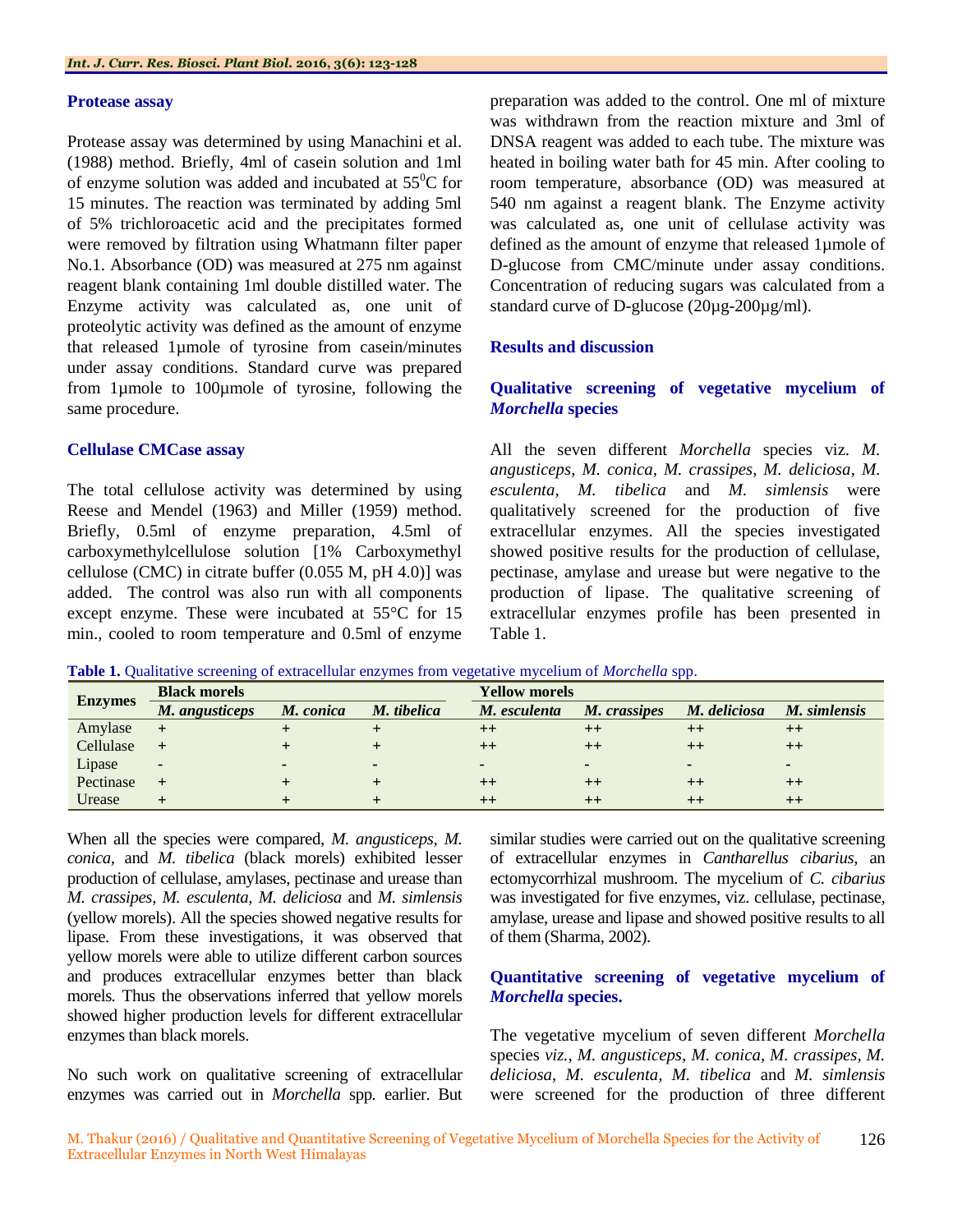### Protease assay

Protease assay was determined by using Manachini et al. (1988) method. Briefly, 4ml of casein solution and 1ml of enzyme solution was added and incubated at $55^0$C for 15 minutes. The reaction was terminated by adding 5ml of 5% trichloroacetic acid and the precipitates formed were removed by filtration using Whatmann filter paper No.1. Absorbance (OD) was measured at 275 nm against reagent blank containing 1ml double distilled water. The Enzyme activity was calculated as, one unit of proteolytic activity was defined as the amount of enzyme that released 1µmole of tyrosine from casein/minutes under assay conditions. Standard curve was prepared from 1µmole to 100µmole of tyrosine, following the same procedure.

### Cellulase CMCase assay

The total cellulose activity was determined by using Reese and Mendel (1963) and Miller (1959) method. Briefly, 0.5ml of enzyme preparation, 4.5ml of carboxymethylcellulose solution [1% Carboxymethyl cellulose (CMC) in citrate buffer (0.055 M, pH 4.0)] was added. The control was also run with all components except enzyme. These were incubated at 55°C for 15 min., cooled to room temperature and 0.5ml of enzyme preparation was added to the control. One ml of mixture was withdrawn from the reaction mixture and 3ml of DNSA reagent was added to each tube. The mixture was heated in boiling water bath for 45 min. After cooling to room temperature, absorbance (OD) was measured at 540 nm against a reagent blank. The Enzyme activity was calculated as, one unit of cellulase activity was defined as the amount of enzyme that released 1µmole of D-glucose from CMC/minute under assay conditions. Concentration of reducing sugars was calculated from a standard curve of D-glucose (20µg-200µg/ml).

## Results and discussion

### Qualitative screening of vegetative mycelium of *Morchella* species

All the seven different *Morchella* species viz. *M. angusticeps*, *M. conica*, *M. crassipes*, *M. deliciosa*, *M. esculenta*, *M. tibelica* and *M. simlensis* were qualitatively screened for the production of five extracellular enzymes. All the species investigated showed positive results for the production of cellulase, pectinase, amylase and urease but were negative to the production of lipase. The qualitative screening of extracellular enzymes profile has been presented in Table 1.

**Table 1.** Qualitative screening of extracellular enzymes from vegetative mycelium of *Morchella* spp.

| Enzymes | Black morels | | | Yellow morels | | | |
|---|---|---|---|---|---|---|---|
| | *M. angusticeps* | *M. conica* | *M. tibelica* | *M. esculenta* | *M. crassipes* | *M. deliciosa* | *M. simlensis* |
| Amylase | + | + | + | ++ | ++ | ++ | ++ |
| Cellulase | + | + | + | ++ | ++ | ++ | ++ |
| Lipase | - | - | - | - | - | - | - |
| Pectinase | + | + | + | ++ | ++ | ++ | ++ |
| Urease | + | + | + | ++ | ++ | ++ | ++ |

When all the species were compared, *M. angusticeps*, *M. conica*, and *M. tibelica* (black morels) exhibited lesser production of cellulase, amylases, pectinase and urease than *M. crassipes*, *M. esculenta*, *M. deliciosa* and *M. simlensis* (yellow morels). All the species showed negative results for lipase. From these investigations, it was observed that yellow morels were able to utilize different carbon sources and produces extracellular enzymes better than black morels. Thus the observations inferred that yellow morels showed higher production levels for different extracellular enzymes than black morels.

No such work on qualitative screening of extracellular enzymes was carried out in *Morchella* spp. earlier. But similar studies were carried out on the qualitative screening of extracellular enzymes in *Cantharellus cibarius*, an ectomycorrhizal mushroom. The mycelium of *C. cibarius* was investigated for five enzymes, viz. cellulase, pectinase, amylase, urease and lipase and showed positive results to all of them (Sharma, 2002).

### Quantitative screening of vegetative mycelium of *Morchella* species.

The vegetative mycelium of seven different *Morchella* species *viz.*, *M. angusticeps*, *M. conica*, *M. crassipes*, *M. deliciosa*, *M. esculenta*, *M. tibelica* and *M. simlensis* were screened for the production of three different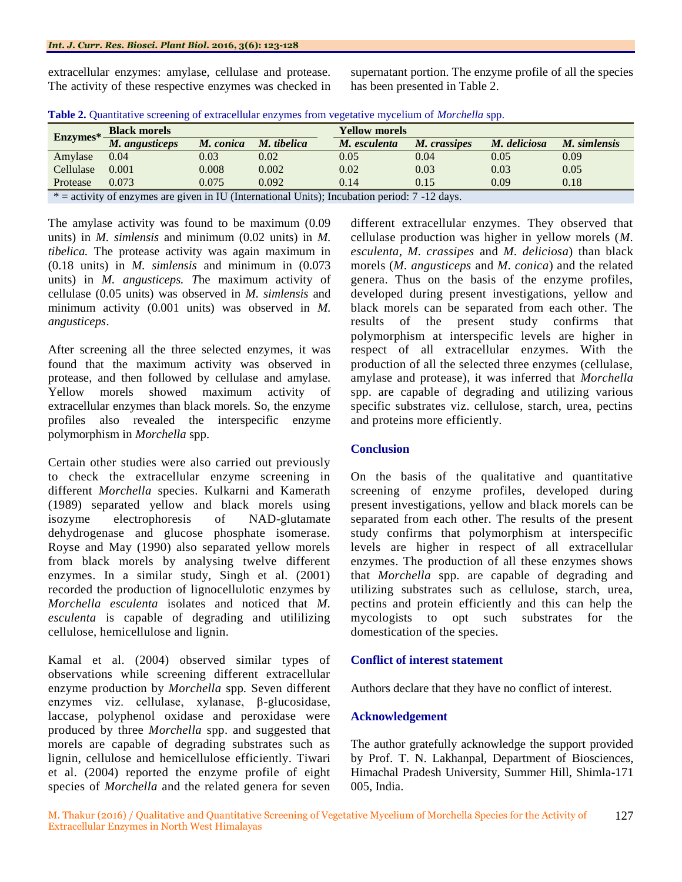extracellular enzymes: amylase, cellulase and protease. The activity of these respective enzymes was checked in supernatant portion. The enzyme profile of all the species has been presented in Table 2.

**Table 2.** Quantitative screening of extracellular enzymes from vegetative mycelium of *Morchella* spp.

| Enzymes* | Black morels | | | Yellow morels | | | |
|---|---|---|---|---|---|---|---|
| | *M. angusticeps* | *M. conica* | *M. tibelica* | *M. esculenta* | *M. crassipes* | *M. deliciosa* | *M. simlensis* |
| Amylase | 0.04 | 0.03 | 0.02 | 0.05 | 0.04 | 0.05 | 0.09 |
| Cellulase | 0.001 | 0.008 | 0.002 | 0.02 | 0.03 | 0.03 | 0.05 |
| Protease | 0.073 | 0.075 | 0.092 | 0.14 | 0.15 | 0.09 | 0.18 |

* = activity of enzymes are given in IU (International Units); Incubation period: 7 -12 days.

The amylase activity was found to be maximum (0.09 units) in *M. simlensis* and minimum (0.02 units) in *M. tibelica.* The protease activity was again maximum in (0.18 units) in *M. simlensis* and minimum in (0.073 units) in *M. angusticeps. T*he maximum activity of cellulase (0.05 units) was observed in *M. simlensis* and minimum activity (0.001 units) was observed in *M. angusticeps*.

After screening all the three selected enzymes, it was found that the maximum activity was observed in protease, and then followed by cellulase and amylase. Yellow morels showed maximum activity of extracellular enzymes than black morels. So, the enzyme profiles also revealed the interspecific enzyme polymorphism in *Morchella* spp.

Certain other studies were also carried out previously to check the extracellular enzyme screening in different *Morchella* species. Kulkarni and Kamerath (1989) separated yellow and black morels using isozyme electrophoresis of NAD-glutamate dehydrogenase and glucose phosphate isomerase. Royse and May (1990) also separated yellow morels from black morels by analysing twelve different enzymes. In a similar study, Singh et al. (2001) recorded the production of lignocellulotic enzymes by *Morchella esculenta* isolates and noticed that *M. esculenta* is capable of degrading and utililizing cellulose, hemicellulose and lignin.

Kamal et al. (2004) observed similar types of observations while screening different extracellular enzyme production by *Morchella* spp. Seven different enzymes viz. cellulase, xylanase, β-glucosidase, laccase, polyphenol oxidase and peroxidase were produced by three *Morchella* spp. and suggested that morels are capable of degrading substrates such as lignin, cellulose and hemicellulose efficiently. Tiwari et al. (2004) reported the enzyme profile of eight species of *Morchella* and the related genera for seven different extracellular enzymes. They observed that cellulase production was higher in yellow morels (*M. esculenta, M. crassipes* and *M. deliciosa*) than black morels (*M. angusticeps* and *M. conica*) and the related genera. Thus on the basis of the enzyme profiles, developed during present investigations, yellow and black morels can be separated from each other. The results of the present study confirms that polymorphism at interspecific levels are higher in respect of all extracellular enzymes. With the production of all the selected three enzymes (cellulase, amylase and protease), it was inferred that *Morchella* spp. are capable of degrading and utilizing various specific substrates viz. cellulose, starch, urea, pectins and proteins more efficiently.

## Conclusion

On the basis of the qualitative and quantitative screening of enzyme profiles, developed during present investigations, yellow and black morels can be separated from each other. The results of the present study confirms that polymorphism at interspecific levels are higher in respect of all extracellular enzymes. The production of all these enzymes shows that *Morchella* spp. are capable of degrading and utilizing substrates such as cellulose, starch, urea, pectins and protein efficiently and this can help the mycologists to opt such substrates for the domestication of the species.

## Conflict of interest statement

Authors declare that they have no conflict of interest.

## Acknowledgement

The author gratefully acknowledge the support provided by Prof. T. N. Lakhanpal, Department of Biosciences, Himachal Pradesh University, Summer Hill, Shimla-171 005, India.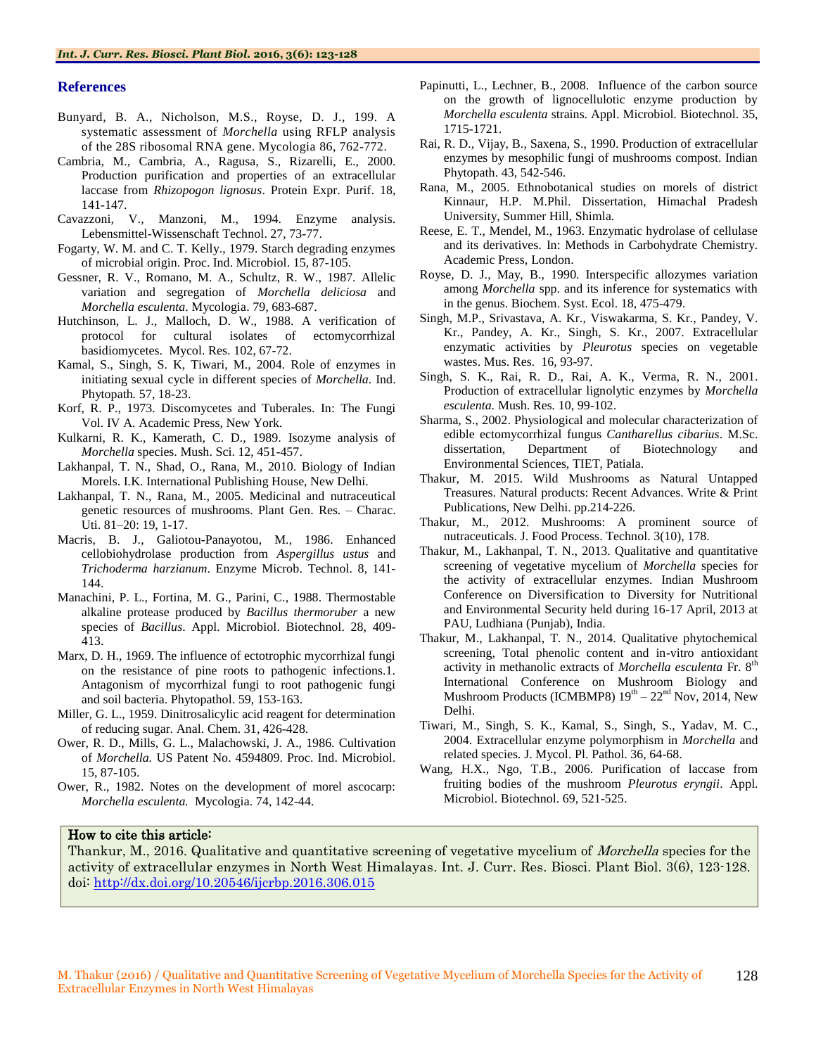## References

Bunyard, B. A., Nicholson, M.S., Royse, D. J., 199. A systematic assessment of *Morchella* using RFLP analysis of the 28S ribosomal RNA gene. Mycologia 86, 762-772.

Cambria, M., Cambria, A., Ragusa, S., Rizarelli, E., 2000. Production purification and properties of an extracellular laccase from *Rhizopogon lignosus*. Protein Expr. Purif. 18, 141-147.

Cavazzoni, V., Manzoni, M., 1994. Enzyme analysis. Lebensmittel-Wissenschaft Technol. 27, 73-77.

Fogarty, W. M. and C. T. Kelly., 1979. Starch degrading enzymes of microbial origin. Proc. Ind. Microbiol. 15, 87-105.

Gessner, R. V., Romano, M. A., Schultz, R. W., 1987. Allelic variation and segregation of *Morchella deliciosa* and *Morchella esculenta*. Mycologia. 79, 683-687.

Hutchinson, L. J., Malloch, D. W., 1988. A verification of protocol for cultural isolates of ectomycorrhizal basidiomycetes. Mycol. Res. 102, 67-72.

Kamal, S., Singh, S. K, Tiwari, M., 2004. Role of enzymes in initiating sexual cycle in different species of *Morchella*. Ind. Phytopath. 57, 18-23.

Korf, R. P., 1973. Discomycetes and Tuberales. In: The Fungi Vol. IV A. Academic Press, New York.

Kulkarni, R. K., Kamerath, C. D., 1989. Isozyme analysis of *Morchella* species. Mush. Sci. 12, 451-457.

Lakhanpal, T. N., Shad, O., Rana, M., 2010. Biology of Indian Morels. I.K. International Publishing House, New Delhi.

Lakhanpal, T. N., Rana, M., 2005. Medicinal and nutraceutical genetic resources of mushrooms. Plant Gen. Res. – Charac. Uti. 81–20: 19, 1-17.

Macris, B. J., Galiotou-Panayotou, M., 1986. Enhanced cellobiohydrolase production from *Aspergillus ustus* and *Trichoderma harzianum*. Enzyme Microb. Technol. 8, 141-144.

Manachini, P. L., Fortina, M. G., Parini, C., 1988. Thermostable alkaline protease produced by *Bacillus thermoruber* a new species of *Bacillus*. Appl. Microbiol. Biotechnol. 28, 409-413.

Marx, D. H., 1969. The influence of ectotrophic mycorrhizal fungi on the resistance of pine roots to pathogenic infections.1. Antagonism of mycorrhizal fungi to root pathogenic fungi and soil bacteria. Phytopathol. 59, 153-163.

Miller, G. L., 1959. Dinitrosalicylic acid reagent for determination of reducing sugar. Anal. Chem. 31, 426-428.

Ower, R. D., Mills, G. L., Malachowski, J. A., 1986. Cultivation of *Morchella.* US Patent No. 4594809. Proc. Ind. Microbiol. 15, 87-105.

Ower, R., 1982. Notes on the development of morel ascocarp: *Morchella esculenta.* Mycologia. 74, 142-44.

Papinutti, L., Lechner, B., 2008. Influence of the carbon source on the growth of lignocellulotic enzyme production by *Morchella esculenta* strains. Appl. Microbiol. Biotechnol. 35, 1715-1721.

Rai, R. D., Vijay, B., Saxena, S., 1990. Production of extracellular enzymes by mesophilic fungi of mushrooms compost. Indian Phytopath. 43, 542-546.

Rana, M., 2005. Ethnobotanical studies on morels of district Kinnaur, H.P. M.Phil. Dissertation, Himachal Pradesh University, Summer Hill, Shimla.

Reese, E. T., Mendel, M., 1963. Enzymatic hydrolase of cellulase and its derivatives. In: Methods in Carbohydrate Chemistry. Academic Press, London.

Royse, D. J., May, B., 1990. Interspecific allozymes variation among *Morchella* spp. and its inference for systematics with in the genus. Biochem. Syst. Ecol. 18, 475-479.

Singh, M.P., Srivastava, A. Kr., Viswakarma, S. Kr., Pandey, V. Kr., Pandey, A. Kr., Singh, S. Kr., 2007. Extracellular enzymatic activities by *Pleurotus* species on vegetable wastes. Mus. Res. 16, 93-97.

Singh, S. K., Rai, R. D., Rai, A. K., Verma, R. N., 2001. Production of extracellular lignolytic enzymes by *Morchella esculenta.* Mush. Res. 10, 99-102.

Sharma, S., 2002. Physiological and molecular characterization of edible ectomycorrhizal fungus *Cantharellus cibarius*. M.Sc. dissertation, Department of Biotechnology and Environmental Sciences, TIET, Patiala.

Thakur, M. 2015. Wild Mushrooms as Natural Untapped Treasures. Natural products: Recent Advances. Write & Print Publications, New Delhi. pp.214-226.

Thakur, M., 2012. Mushrooms: A prominent source of nutraceuticals. J. Food Process. Technol. 3(10), 178.

Thakur, M., Lakhanpal, T. N., 2013. Qualitative and quantitative screening of vegetative mycelium of *Morchella* species for the activity of extracellular enzymes. Indian Mushroom Conference on Diversification to Diversity for Nutritional and Environmental Security held during 16-17 April, 2013 at PAU, Ludhiana (Punjab), India.

Thakur, M., Lakhanpal, T. N., 2014. Qualitative phytochemical screening, Total phenolic content and in-vitro antioxidant activity in methanolic extracts of *Morchella esculenta* Fr. 8th International Conference on Mushroom Biology and Mushroom Products (ICMBMP8) 19th – 22nd Nov, 2014, New Delhi.

Tiwari, M., Singh, S. K., Kamal, S., Singh, S., Yadav, M. C., 2004. Extracellular enzyme polymorphism in *Morchella* and related species. J. Mycol. Pl. Pathol. 36, 64-68.

Wang, H.X., Ngo, T.B., 2006. Purification of laccase from fruiting bodies of the mushroom *Pleurotus eryngii*. Appl. Microbiol. Biotechnol. 69, 521-525.

**How to cite this article:**

Thankur, M., 2016. Qualitative and quantitative screening of vegetative mycelium of *Morchella* species for the activity of extracellular enzymes in North West Himalayas. Int. J. Curr. Res. Biosci. Plant Biol. 3(6), 123-128. doi: http://dx.doi.org/10.20546/ijcrbp.2016.306.015